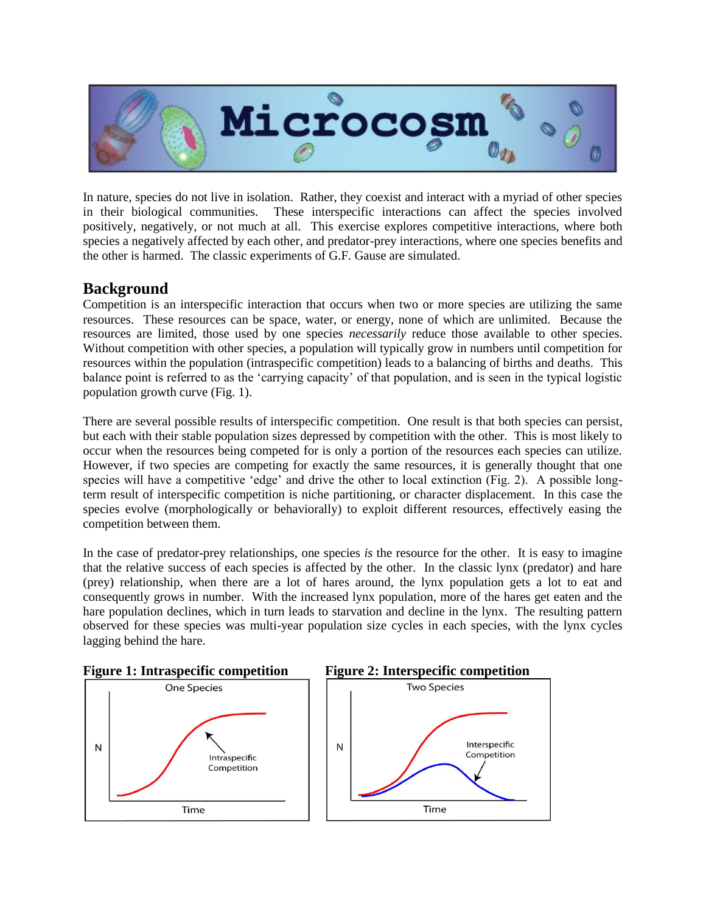# Microcosm

In nature, species do not live in isolation. Rather, they coexist and interact with a myriad of other species in their biological communities. These interspecific interactions can affect the species involved positively, negatively, or not much at all. This exercise explores competitive interactions, where both species a negatively affected by each other, and predator-prey interactions, where one species benefits and the other is harmed. The classic experiments of G.F. Gause are simulated.

## Background

Competition is an interspecific interaction that occurs when two or more species are utilizing the same resources. These resources can be space, water, or energy, none of which are unlimited. Because the resources are limited, those used by one species *necessarily* reduce those available to other species. Without competition with other species, a population will typically grow in numbers until competition for resources within the population (intraspecific competition) leads to a balancing of births and deaths. This balance point is referred to as the 'carrying capacity' of that population, and is seen in the typical logistic population growth curve (Fig. 1).

There are several possible results of interspecific competition. One result is that both species can persist, but each with their stable population sizes depressed by competition with the other. This is most likely to occur when the resources being competed for is only a portion of the resources each species can utilize. However, if two species are competing for exactly the same resources, it is generally thought that one species will have a competitive 'edge' and drive the other to local extinction (Fig. 2). A possible long-term result of interspecific competition is niche partitioning, or character displacement. In this case the species evolve (morphologically or behaviorally) to exploit different resources, effectively easing the competition between them.

In the case of predator-prey relationships, one species *is* the resource for the other. It is easy to imagine that the relative success of each species is affected by the other. In the classic lynx (predator) and hare (prey) relationship, when there are a lot of hares around, the lynx population gets a lot to eat and consequently grows in number. With the increased lynx population, more of the hares get eaten and the hare population declines, which in turn leads to starvation and decline in the lynx. The resulting pattern observed for these species was multi-year population size cycles in each species, with the lynx cycles lagging behind the hare.

**Figure 1: Intraspecific competition**

**Figure 2: Interspecific competition**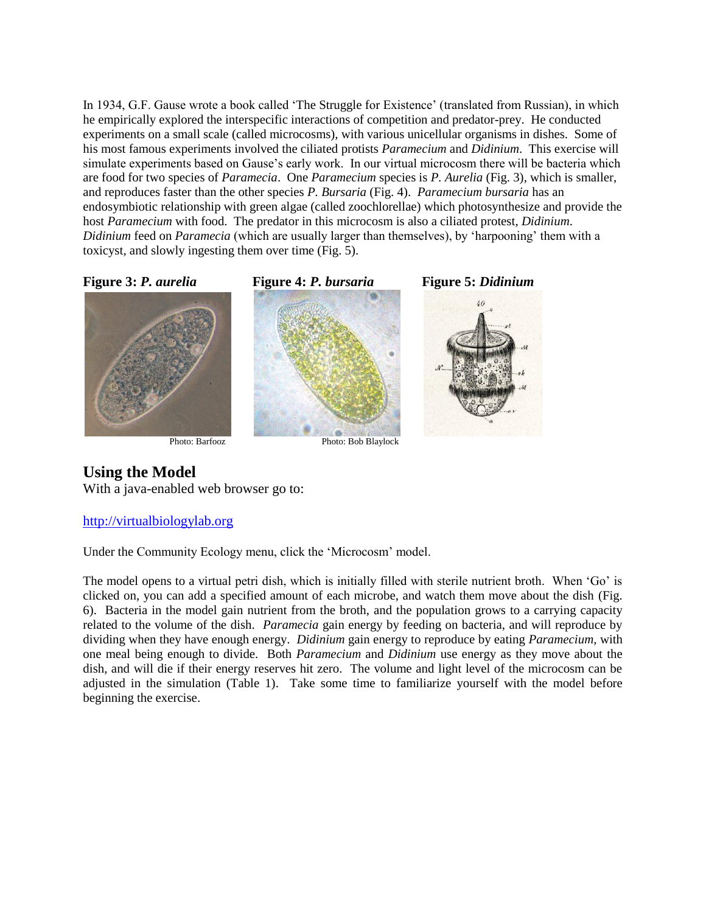In 1934, G.F. Gause wrote a book called 'The Struggle for Existence' (translated from Russian), in which he empirically explored the interspecific interactions of competition and predator-prey. He conducted experiments on a small scale (called microcosms), with various unicellular organisms in dishes. Some of his most famous experiments involved the ciliated protists *Paramecium* and *Didinium*. This exercise will simulate experiments based on Gause's early work. In our virtual microcosm there will be bacteria which are food for two species of *Paramecia*. One *Paramecium* species is *P. Aurelia* (Fig. 3), which is smaller, and reproduces faster than the other species *P. Bursaria* (Fig. 4). *Paramecium bursaria* has an endosymbiotic relationship with green algae (called zoochlorellae) which photosynthesize and provide the host *Paramecium* with food. The predator in this microcosm is also a ciliated protest, *Didinium*. *Didinium* feed on *Paramecia* (which are usually larger than themselves), by 'harpooning' them with a toxicyst, and slowly ingesting them over time (Fig. 5).

**Figure 3:** ***P. aurelia***

Photo: Barfooz

**Figure 4:** ***P. bursaria***

Photo: Bob Blaylock

**Figure 5:** ***Didinium***

## Using the Model

With a java-enabled web browser go to:

http://virtualbiologylab.org

Under the Community Ecology menu, click the 'Microcosm' model.

The model opens to a virtual petri dish, which is initially filled with sterile nutrient broth. When 'Go' is clicked on, you can add a specified amount of each microbe, and watch them move about the dish (Fig. 6). Bacteria in the model gain nutrient from the broth, and the population grows to a carrying capacity related to the volume of the dish. *Paramecia* gain energy by feeding on bacteria, and will reproduce by dividing when they have enough energy. *Didinium* gain energy to reproduce by eating *Paramecium*, with one meal being enough to divide. Both *Paramecium* and *Didinium* use energy as they move about the dish, and will die if their energy reserves hit zero. The volume and light level of the microcosm can be adjusted in the simulation (Table 1). Take some time to familiarize yourself with the model before beginning the exercise.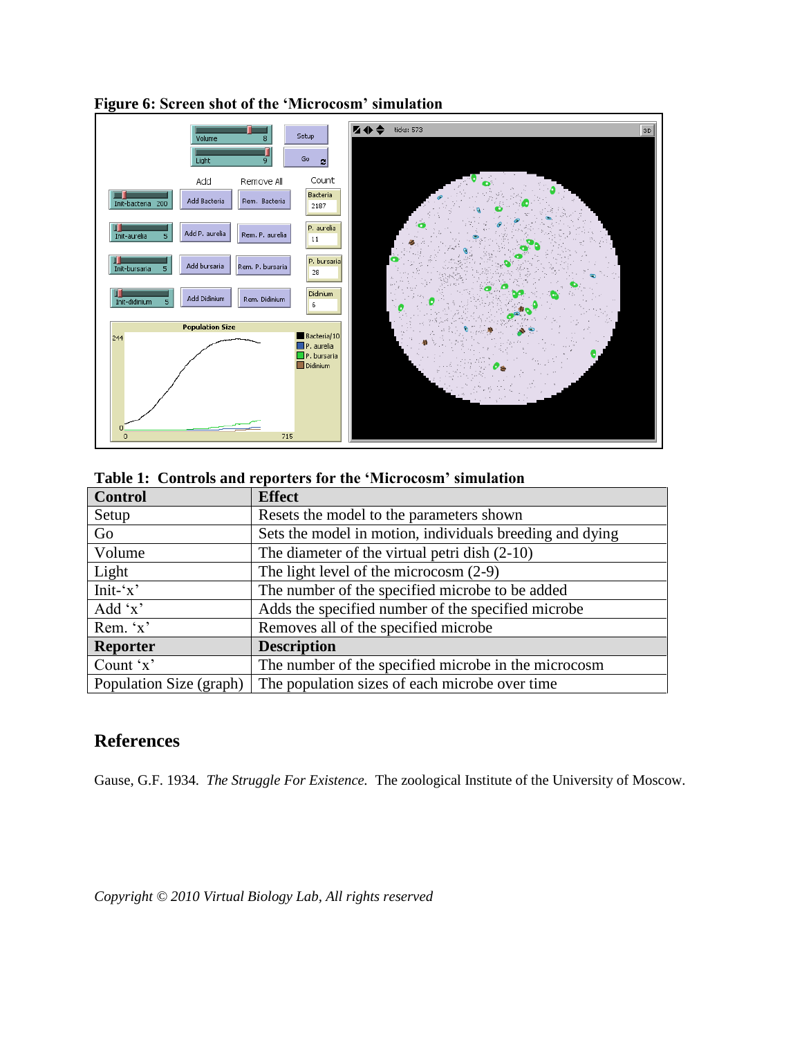**Figure 6: Screen shot of the 'Microcosm' simulation**

Volume 8
Light 9
Setup
Go
Add
Remove All
Count
Init-bacteria 200
Add Bacteria
Rem. Bacteria
Bacteria
2187
Init-aurelia 5
Add P. aurelia
Rem. P. aurelia
P. aurelia
11
Init-bursaria 5
Add bursaria
Rem. P. bursaria
P. bursaria
28
Init-didinium 5
Add Didinium
Rem. Didinium
Didinium
6
Population Size
244
0
0
715
Bacteria/10
P. aurelia
P. bursaria
Didinium
ticks: 573
3D

**Table 1: Controls and reporters for the 'Microcosm' simulation**

| **Control** | **Effect** |
|---|---|
| Setup | Resets the model to the parameters shown |
| Go | Sets the model in motion, individuals breeding and dying |
| Volume | The diameter of the virtual petri dish (2-10) |
| Light | The light level of the microcosm (2-9) |
| Init-'x' | The number of the specified microbe to be added |
| Add 'x' | Adds the specified number of the specified microbe |
| Rem. 'x' | Removes all of the specified microbe |
| **Reporter** | **Description** |
| Count 'x' | The number of the specified microbe in the microcosm |
| Population Size (graph) | The population sizes of each microbe over time |

## References

Gause, G.F. 1934. *The Struggle For Existence.* The zoological Institute of the University of Moscow.

*Copyright © 2010 Virtual Biology Lab, All rights reserved*